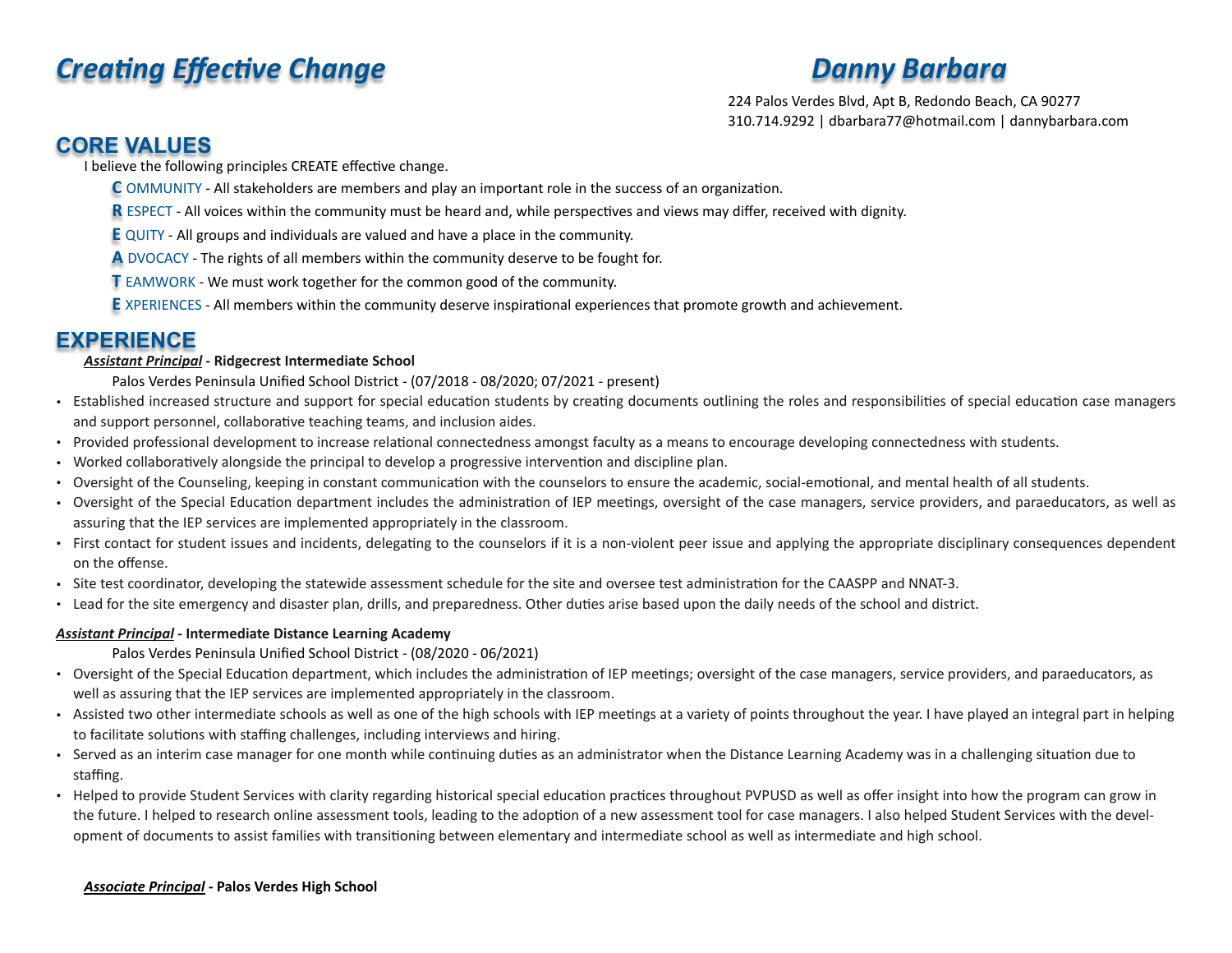# Creating Effective Change

# Danny Barbara

224 Palos Verdes Blvd, Apt B, Redondo Beach, CA 90277
310.714.9292 | dbarbara77@hotmail.com | dannybarbara.com

## CORE VALUES

I believe the following principles CREATE effective change.

**C** OMMUNITY - All stakeholders are members and play an important role in the success of an organization.

**R** ESPECT - All voices within the community must be heard and, while perspectives and views may differ, received with dignity.

**E** QUITY - All groups and individuals are valued and have a place in the community.

**A** DVOCACY - The rights of all members within the community deserve to be fought for.

**T** EAMWORK - We must work together for the common good of the community.

**E** XPERIENCES - All members within the community deserve inspirational experiences that promote growth and achievement.

## EXPERIENCE

***Assistant Principal*** **- Ridgecrest Intermediate School**

Palos Verdes Peninsula Unified School District - (07/2018 - 08/2020; 07/2021 - present)

- Established increased structure and support for special education students by creating documents outlining the roles and responsibilities of special education case managers and support personnel, collaborative teaching teams, and inclusion aides.
- Provided professional development to increase relational connectedness amongst faculty as a means to encourage developing connectedness with students.
- Worked collaboratively alongside the principal to develop a progressive intervention and discipline plan.
- Oversight of the Counseling, keeping in constant communication with the counselors to ensure the academic, social-emotional, and mental health of all students.
- Oversight of the Special Education department includes the administration of IEP meetings, oversight of the case managers, service providers, and paraeducators, as well as assuring that the IEP services are implemented appropriately in the classroom.
- First contact for student issues and incidents, delegating to the counselors if it is a non-violent peer issue and applying the appropriate disciplinary consequences dependent on the offense.
- Site test coordinator, developing the statewide assessment schedule for the site and oversee test administration for the CAASPP and NNAT-3.
- Lead for the site emergency and disaster plan, drills, and preparedness. Other duties arise based upon the daily needs of the school and district.

***Assistant Principal*** **- Intermediate Distance Learning Academy**

Palos Verdes Peninsula Unified School District - (08/2020 - 06/2021)

- Oversight of the Special Education department, which includes the administration of IEP meetings; oversight of the case managers, service providers, and paraeducators, as well as assuring that the IEP services are implemented appropriately in the classroom.
- Assisted two other intermediate schools as well as one of the high schools with IEP meetings at a variety of points throughout the year. I have played an integral part in helping to facilitate solutions with staffing challenges, including interviews and hiring.
- Served as an interim case manager for one month while continuing duties as an administrator when the Distance Learning Academy was in a challenging situation due to staffing.
- Helped to provide Student Services with clarity regarding historical special education practices throughout PVPUSD as well as offer insight into how the program can grow in the future. I helped to research online assessment tools, leading to the adoption of a new assessment tool for case managers. I also helped Student Services with the development of documents to assist families with transitioning between elementary and intermediate school as well as intermediate and high school.

***Associate Principal*** **- Palos Verdes High School**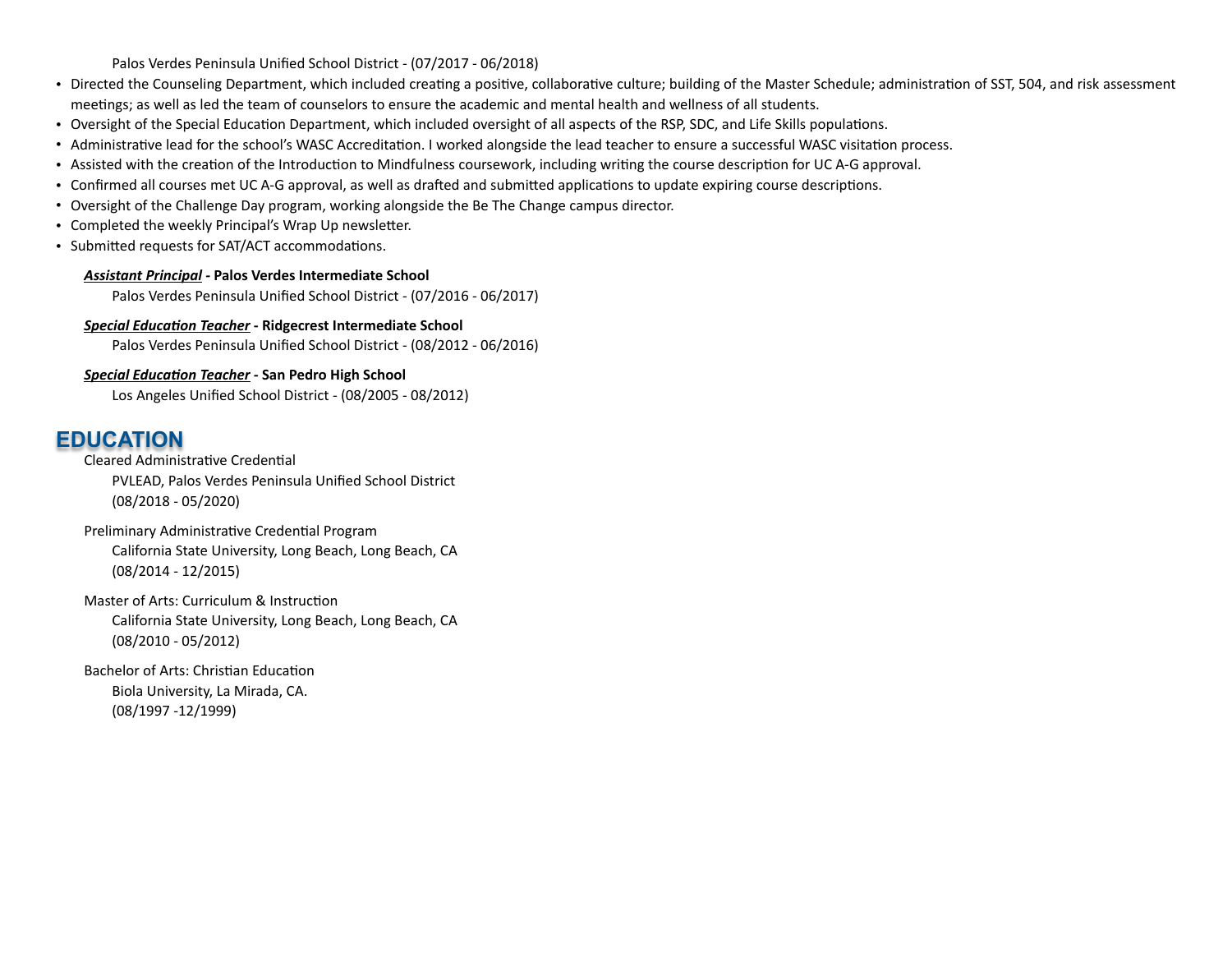Palos Verdes Peninsula Unified School District - (07/2017 - 06/2018)

- Directed the Counseling Department, which included creating a positive, collaborative culture; building of the Master Schedule; administration of SST, 504, and risk assessment meetings; as well as led the team of counselors to ensure the academic and mental health and wellness of all students.
- Oversight of the Special Education Department, which included oversight of all aspects of the RSP, SDC, and Life Skills populations.
- Administrative lead for the school's WASC Accreditation. I worked alongside the lead teacher to ensure a successful WASC visitation process.
- Assisted with the creation of the Introduction to Mindfulness coursework, including writing the course description for UC A-G approval.
- Confirmed all courses met UC A-G approval, as well as drafted and submitted applications to update expiring course descriptions.
- Oversight of the Challenge Day program, working alongside the Be The Change campus director.
- Completed the weekly Principal's Wrap Up newsletter.
- Submitted requests for SAT/ACT accommodations.

***Assistant Principal*** **- Palos Verdes Intermediate School**
Palos Verdes Peninsula Unified School District - (07/2016 - 06/2017)

***Special Education Teacher*** **- Ridgecrest Intermediate School**
Palos Verdes Peninsula Unified School District - (08/2012 - 06/2016)

***Special Education Teacher*** **- San Pedro High School**
Los Angeles Unified School District - (08/2005 - 08/2012)

## EDUCATION

Cleared Administrative Credential
PVLEAD, Palos Verdes Peninsula Unified School District
(08/2018 - 05/2020)

Preliminary Administrative Credential Program
California State University, Long Beach, Long Beach, CA
(08/2014 - 12/2015)

Master of Arts: Curriculum & Instruction
California State University, Long Beach, Long Beach, CA
(08/2010 - 05/2012)

Bachelor of Arts: Christian Education
Biola University, La Mirada, CA.
(08/1997 -12/1999)